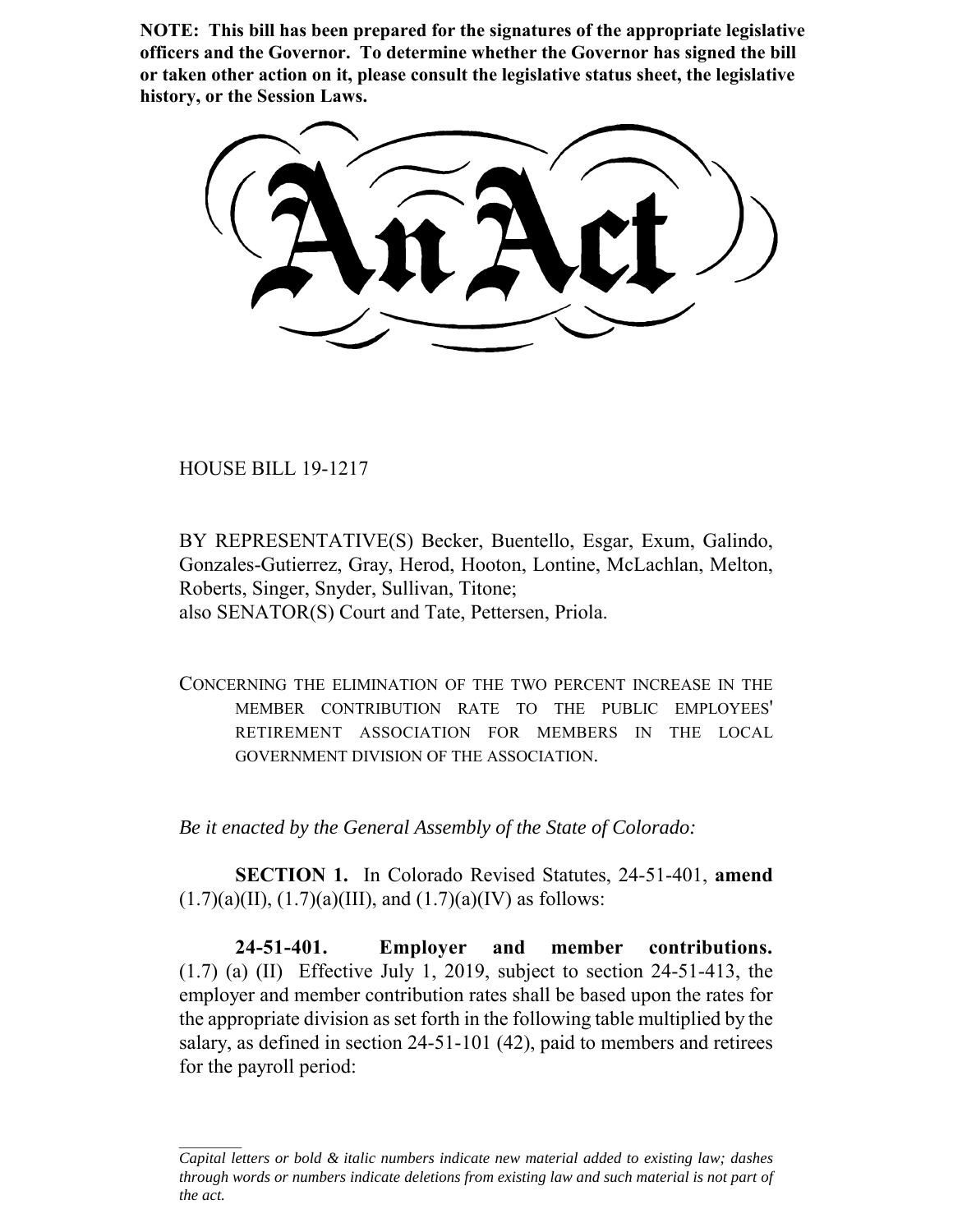**NOTE: This bill has been prepared for the signatures of the appropriate legislative officers and the Governor. To determine whether the Governor has signed the bill or taken other action on it, please consult the legislative status sheet, the legislative history, or the Session Laws.**

# An Act

HOUSE BILL 19-1217

BY REPRESENTATIVE(S) Becker, Buentello, Esgar, Exum, Galindo, Gonzales-Gutierrez, Gray, Herod, Hooton, Lontine, McLachlan, Melton, Roberts, Singer, Snyder, Sullivan, Titone;
also SENATOR(S) Court and Tate, Pettersen, Priola.

CONCERNING THE ELIMINATION OF THE TWO PERCENT INCREASE IN THE MEMBER CONTRIBUTION RATE TO THE PUBLIC EMPLOYEES' RETIREMENT ASSOCIATION FOR MEMBERS IN THE LOCAL GOVERNMENT DIVISION OF THE ASSOCIATION.

*Be it enacted by the General Assembly of the State of Colorado:*

**SECTION 1.** In Colorado Revised Statutes, 24-51-401, **amend** (1.7)(a)(II), (1.7)(a)(III), and (1.7)(a)(IV) as follows:

**24-51-401. Employer and member contributions.** (1.7) (a) (II) Effective July 1, 2019, subject to section 24-51-413, the employer and member contribution rates shall be based upon the rates for the appropriate division as set forth in the following table multiplied by the salary, as defined in section 24-51-101 (42), paid to members and retirees for the payroll period:

*Capital letters or bold & italic numbers indicate new material added to existing law; dashes through words or numbers indicate deletions from existing law and such material is not part of the act.*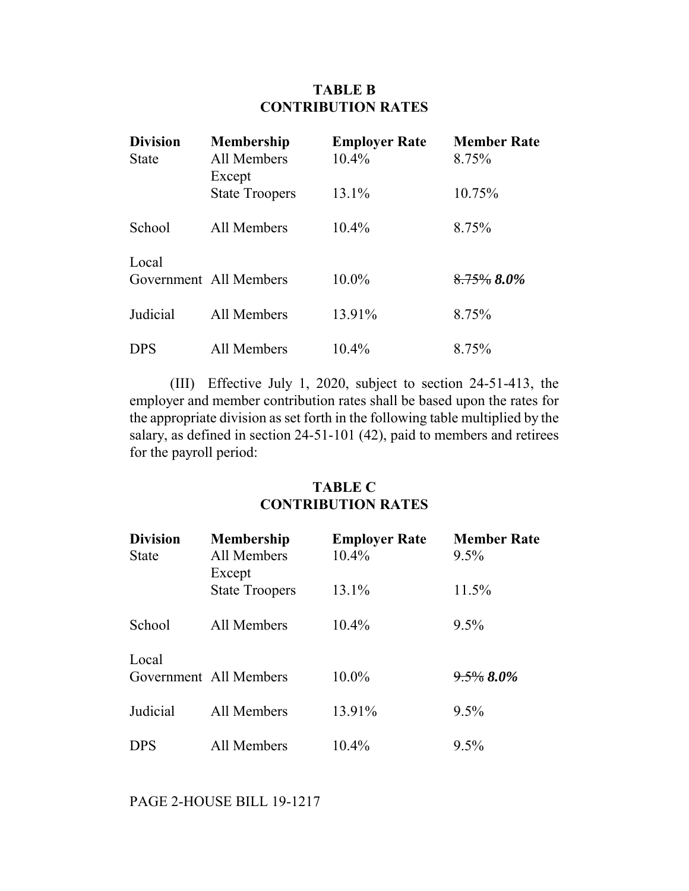**TABLE B**
**CONTRIBUTION RATES**

| Division | Membership | Employer Rate | Member Rate |
|---|---|---|---|
| State | All Members Except | 10.4% | 8.75% |
| | State Troopers | 13.1% | 10.75% |
| School | All Members | 10.4% | 8.75% |
| Local Government | All Members | 10.0% | ~~8.75%~~ ***8.0%*** |
| Judicial | All Members | 13.91% | 8.75% |
| DPS | All Members | 10.4% | 8.75% |

(III) Effective July 1, 2020, subject to section 24-51-413, the employer and member contribution rates shall be based upon the rates for the appropriate division as set forth in the following table multiplied by the salary, as defined in section 24-51-101 (42), paid to members and retirees for the payroll period:

**TABLE C**
**CONTRIBUTION RATES**

| Division | Membership | Employer Rate | Member Rate |
|---|---|---|---|
| State | All Members Except | 10.4% | 9.5% |
| | State Troopers | 13.1% | 11.5% |
| School | All Members | 10.4% | 9.5% |
| Local Government | All Members | 10.0% | ~~9.5%~~ ***8.0%*** |
| Judicial | All Members | 13.91% | 9.5% |
| DPS | All Members | 10.4% | 9.5% |

PAGE 2-HOUSE BILL 19-1217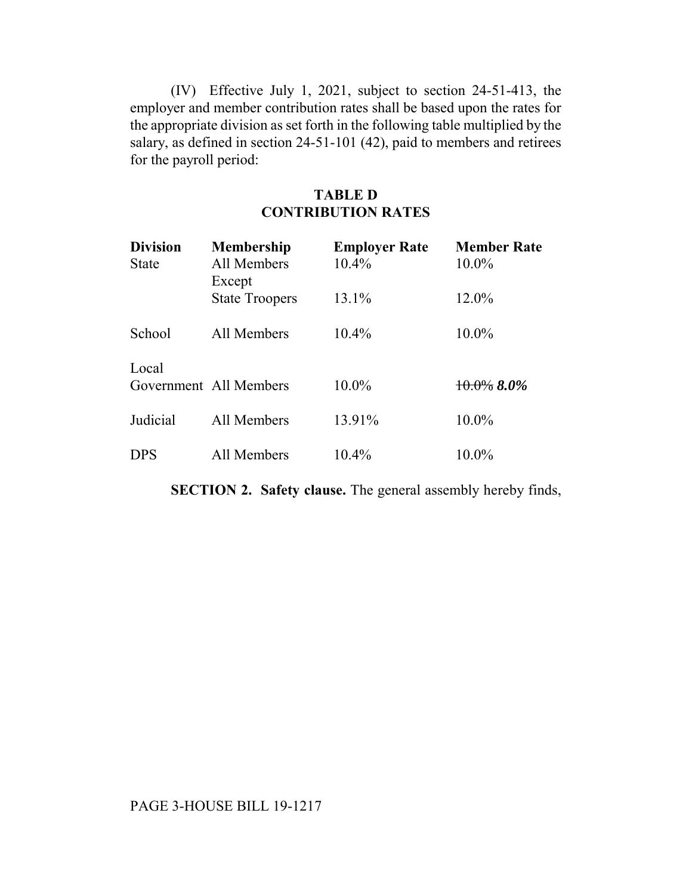(IV) Effective July 1, 2021, subject to section 24-51-413, the employer and member contribution rates shall be based upon the rates for the appropriate division as set forth in the following table multiplied by the salary, as defined in section 24-51-101 (42), paid to members and retirees for the payroll period:

**TABLE D**
**CONTRIBUTION RATES**

| **Division** | **Membership** | **Employer Rate** | **Member Rate** |
|---|---|---|---|
| State | All Members Except | 10.4% | 10.0% |
| | State Troopers | 13.1% | 12.0% |
| School | All Members | 10.4% | 10.0% |
| Local Government | All Members | 10.0% | ~~10.0%~~ ***8.0%*** |
| Judicial | All Members | 13.91% | 10.0% |
| DPS | All Members | 10.4% | 10.0% |

**SECTION 2. Safety clause.** The general assembly hereby finds,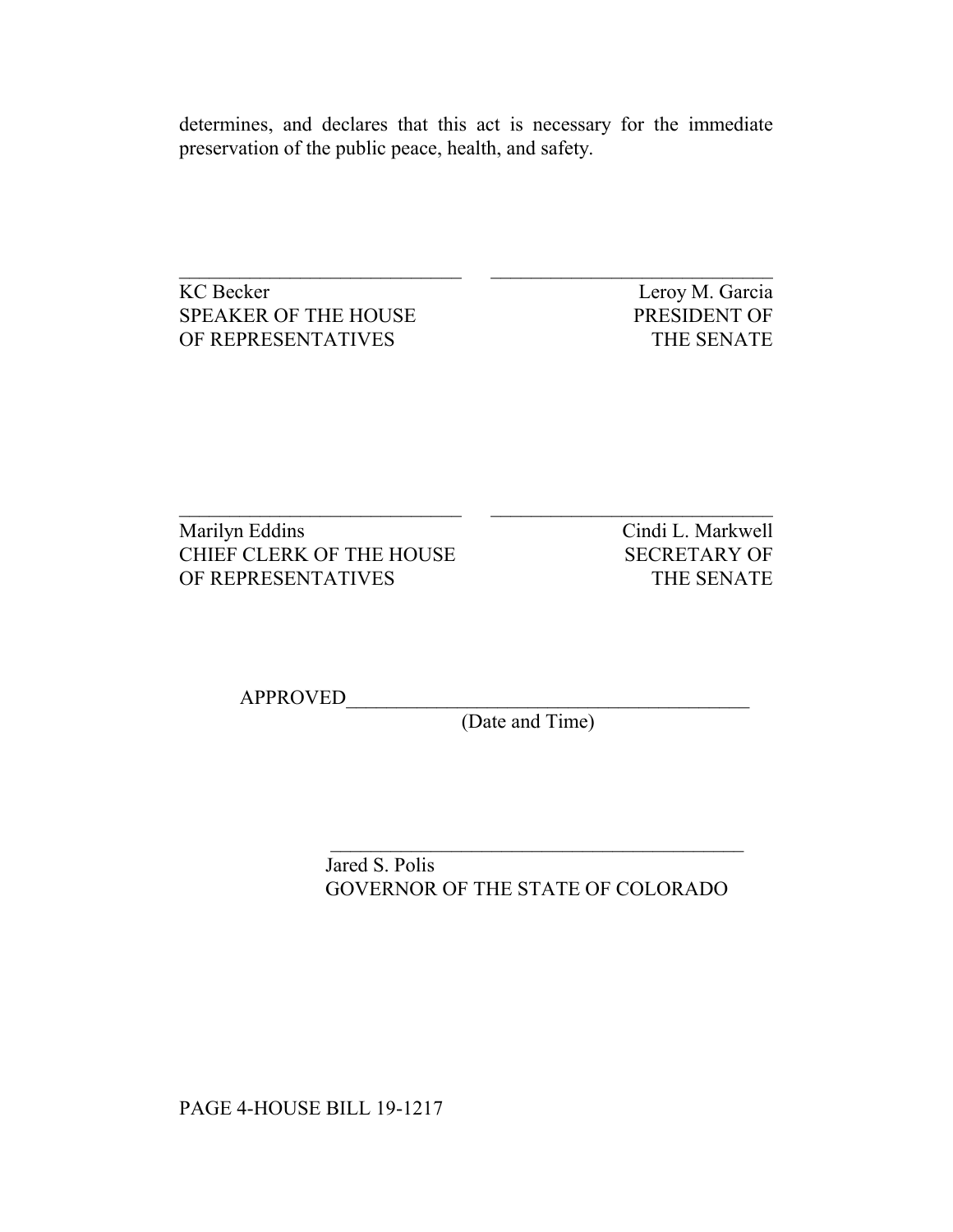determines, and declares that this act is necessary for the immediate preservation of the public peace, health, and safety.

____________________________ ____________________________
KC Becker
SPEAKER OF THE HOUSE
OF REPRESENTATIVES

Leroy M. Garcia
PRESIDENT OF
THE SENATE

____________________________ ____________________________
Marilyn Eddins
CHIEF CLERK OF THE HOUSE
OF REPRESENTATIVES

Cindi L. Markwell
SECRETARY OF
THE SENATE

APPROVED________________________________________
(Date and Time)

_________________________________________
Jared S. Polis
GOVERNOR OF THE STATE OF COLORADO

PAGE 4-HOUSE BILL 19-1217